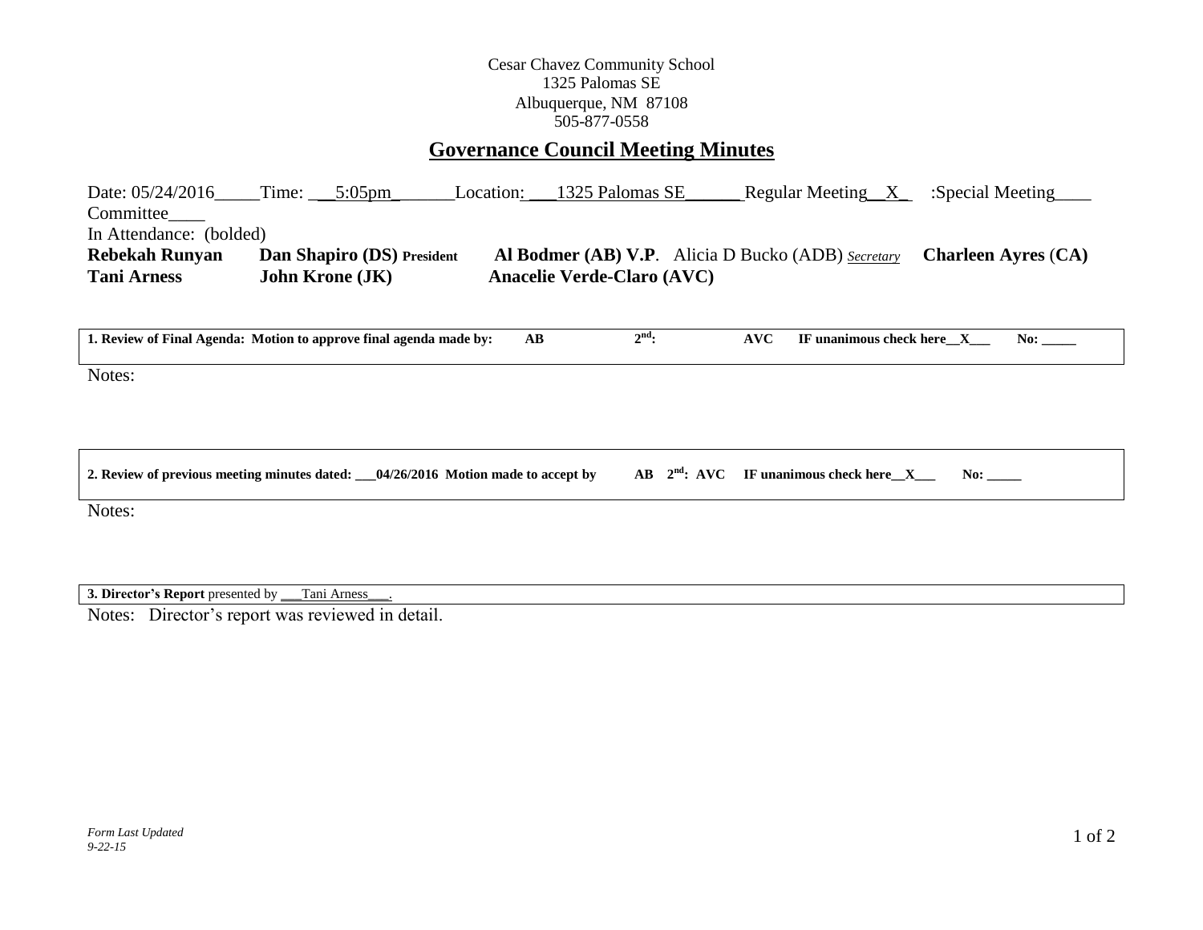Cesar Chavez Community School
1325 Palomas SE
Albuquerque, NM 87108
505-877-0558

# Governance Council Meeting Minutes

Date: 05/24/2016_____Time: ___5:05pm_______Location: ___1325 Palomas SE______ Regular Meeting__X_ :Special Meeting____ Committee____

In Attendance: (bolded)

**Rebekah Runyan** **Dan Shapiro (DS) President** **Al Bodmer (AB) V.P**. Alicia D Bucko (ADB) *Secretary* **Charleen Ayres (CA)**
**Tani Arness** **John Krone (JK)** **Anacelie Verde-Claro (AVC)**

**1. Review of Final Agenda: Motion to approve final agenda made by: AB 2nd: AVC IF unanimous check here__X___ No: _____**

Notes:

**2. Review of previous meeting minutes dated: ___04/26/2016 Motion made to accept by AB 2nd: AVC IF unanimous check here__X___ No: _____**

Notes:

**3. Director's Report** presented by ___Tani Arness___.

Notes: Director's report was reviewed in detail.

*Form Last Updated 9-22-15*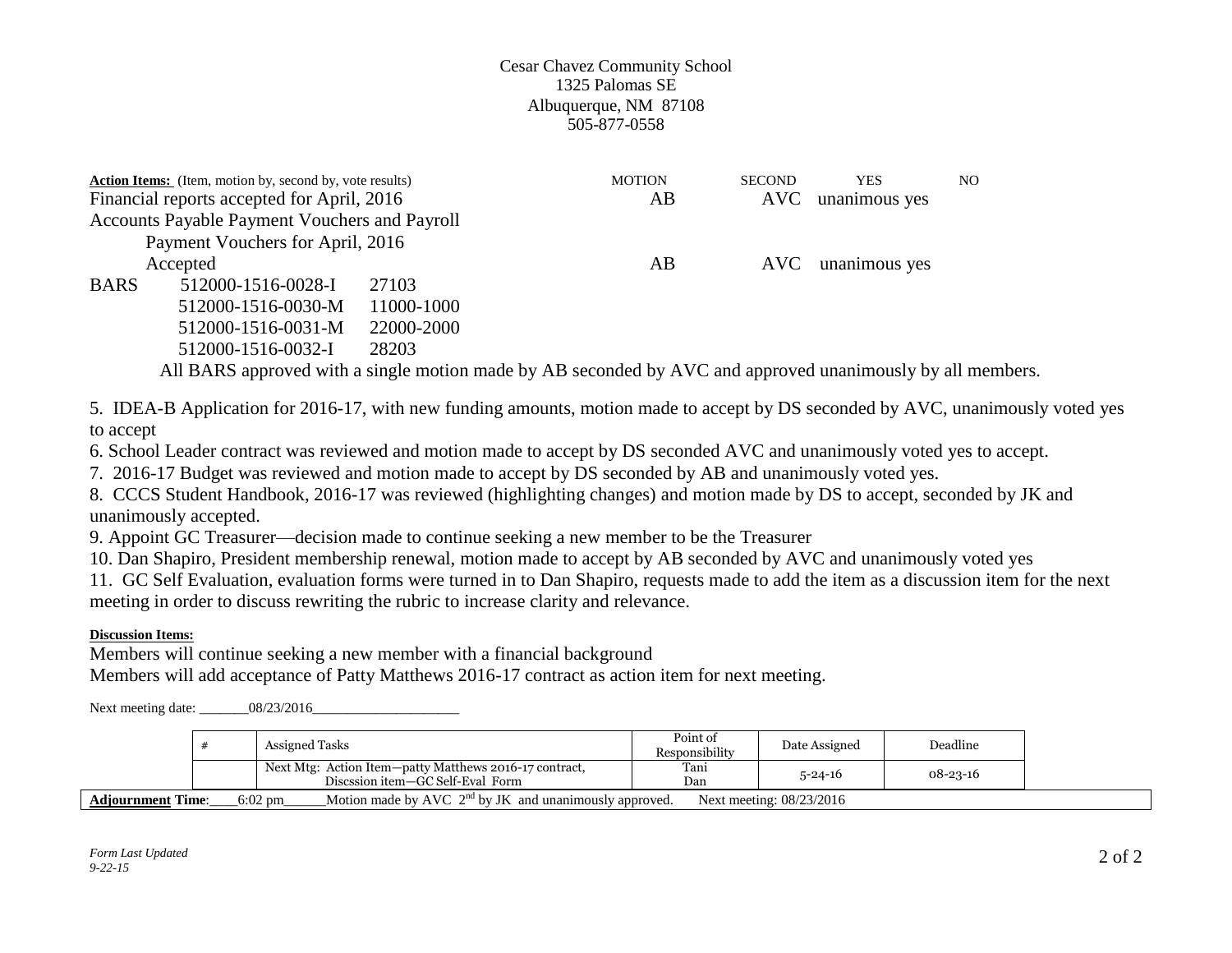Cesar Chavez Community School
1325 Palomas SE
Albuquerque, NM 87108
505-877-0558

| **Action Items:** (Item, motion by, second by, vote results) | | MOTION | SECOND | YES | NO |
|---|---|---|---|---|---|
| Financial reports accepted for April, 2016 | | AB | AVC | unanimous yes | |
| Accounts Payable Payment Vouchers and Payroll Payment Vouchers for April, 2016 Accepted | | AB | AVC | unanimous yes | |
| BARS 512000-1516-0028-I | 27103 | | | | |
| 512000-1516-0030-M | 11000-1000 | | | | |
| 512000-1516-0031-M | 22000-2000 | | | | |
| 512000-1516-0032-I | 28203 | | | | |

All BARS approved with a single motion made by AB seconded by AVC and approved unanimously by all members.

5. IDEA-B Application for 2016-17, with new funding amounts, motion made to accept by DS seconded by AVC, unanimously voted yes to accept

6. School Leader contract was reviewed and motion made to accept by DS seconded AVC and unanimously voted yes to accept.

7. 2016-17 Budget was reviewed and motion made to accept by DS seconded by AB and unanimously voted yes.

8. CCCS Student Handbook, 2016-17 was reviewed (highlighting changes) and motion made by DS to accept, seconded by JK and unanimously accepted.

9. Appoint GC Treasurer—decision made to continue seeking a new member to be the Treasurer

10. Dan Shapiro, President membership renewal, motion made to accept by AB seconded by AVC and unanimously voted yes

11. GC Self Evaluation, evaluation forms were turned in to Dan Shapiro, requests made to add the item as a discussion item for the next meeting in order to discuss rewriting the rubric to increase clarity and relevance.

**Discussion Items:**

Members will continue seeking a new member with a financial background

Members will add acceptance of Patty Matthews 2016-17 contract as action item for next meeting.

Next meeting date: _______08/23/2016_____________________

| # | Assigned Tasks | Point of Responsibility | Date Assigned | Deadline |
|---|---|---|---|---|
| | Next Mtg: Action Item—patty Matthews 2016-17 contract, Discssion item—GC Self-Eval Form | Tani Dan | 5-24-16 | 08-23-16 |

**Adjournment Time**:____6:02 pm______Motion made by AVC 2nd by JK and unanimously approved. Next meeting: 08/23/2016

*Form Last Updated 9-22-15*